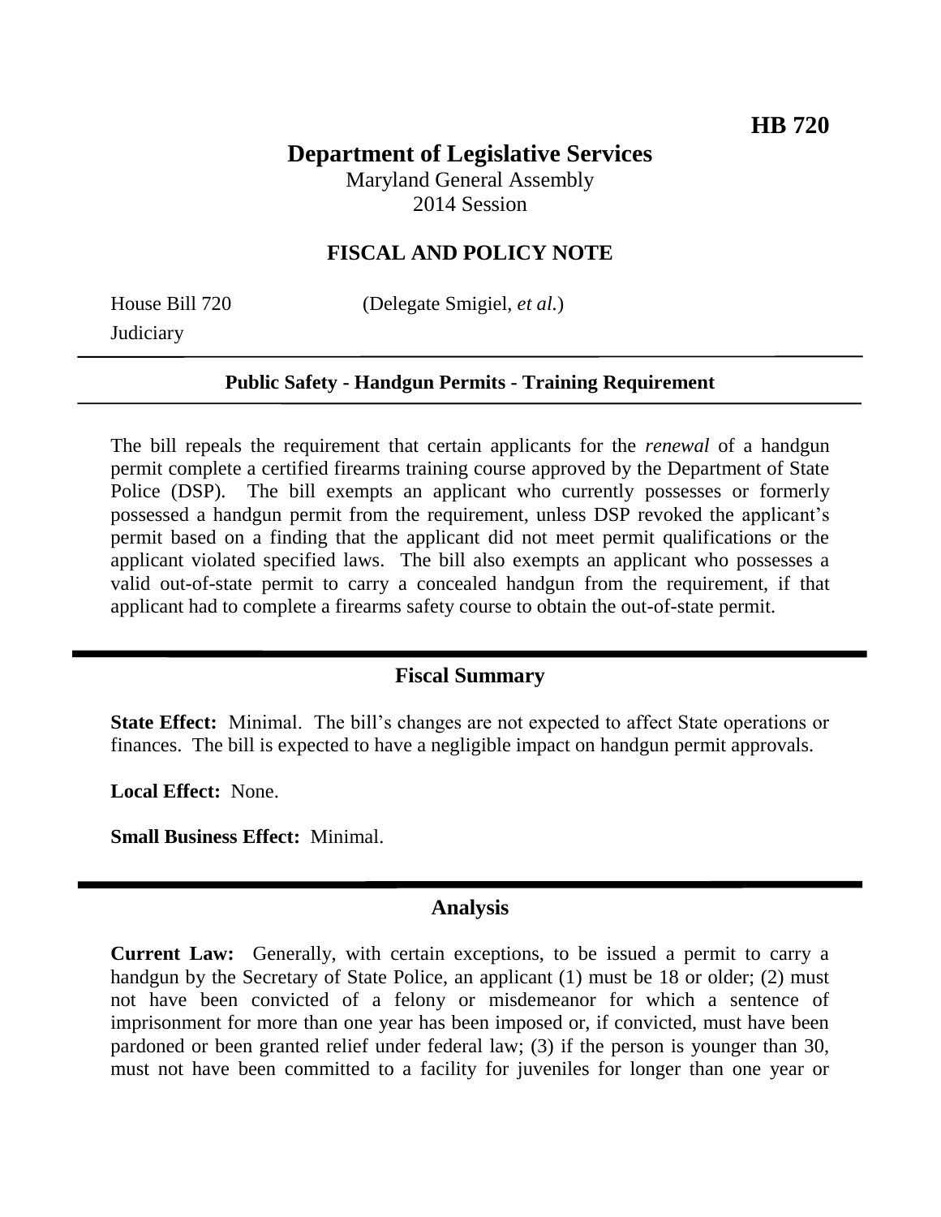**HB 720**

# Department of Legislative Services

Maryland General Assembly
2014 Session

## FISCAL AND POLICY NOTE

House Bill 720 (Delegate Smigiel, *et al.*)
Judiciary

**Public Safety - Handgun Permits - Training Requirement**

The bill repeals the requirement that certain applicants for the *renewal* of a handgun permit complete a certified firearms training course approved by the Department of State Police (DSP). The bill exempts an applicant who currently possesses or formerly possessed a handgun permit from the requirement, unless DSP revoked the applicant's permit based on a finding that the applicant did not meet permit qualifications or the applicant violated specified laws. The bill also exempts an applicant who possesses a valid out-of-state permit to carry a concealed handgun from the requirement, if that applicant had to complete a firearms safety course to obtain the out-of-state permit.

## Fiscal Summary

**State Effect:** Minimal. The bill's changes are not expected to affect State operations or finances. The bill is expected to have a negligible impact on handgun permit approvals.

**Local Effect:** None.

**Small Business Effect:** Minimal.

## Analysis

**Current Law:** Generally, with certain exceptions, to be issued a permit to carry a handgun by the Secretary of State Police, an applicant (1) must be 18 or older; (2) must not have been convicted of a felony or misdemeanor for which a sentence of imprisonment for more than one year has been imposed or, if convicted, must have been pardoned or been granted relief under federal law; (3) if the person is younger than 30, must not have been committed to a facility for juveniles for longer than one year or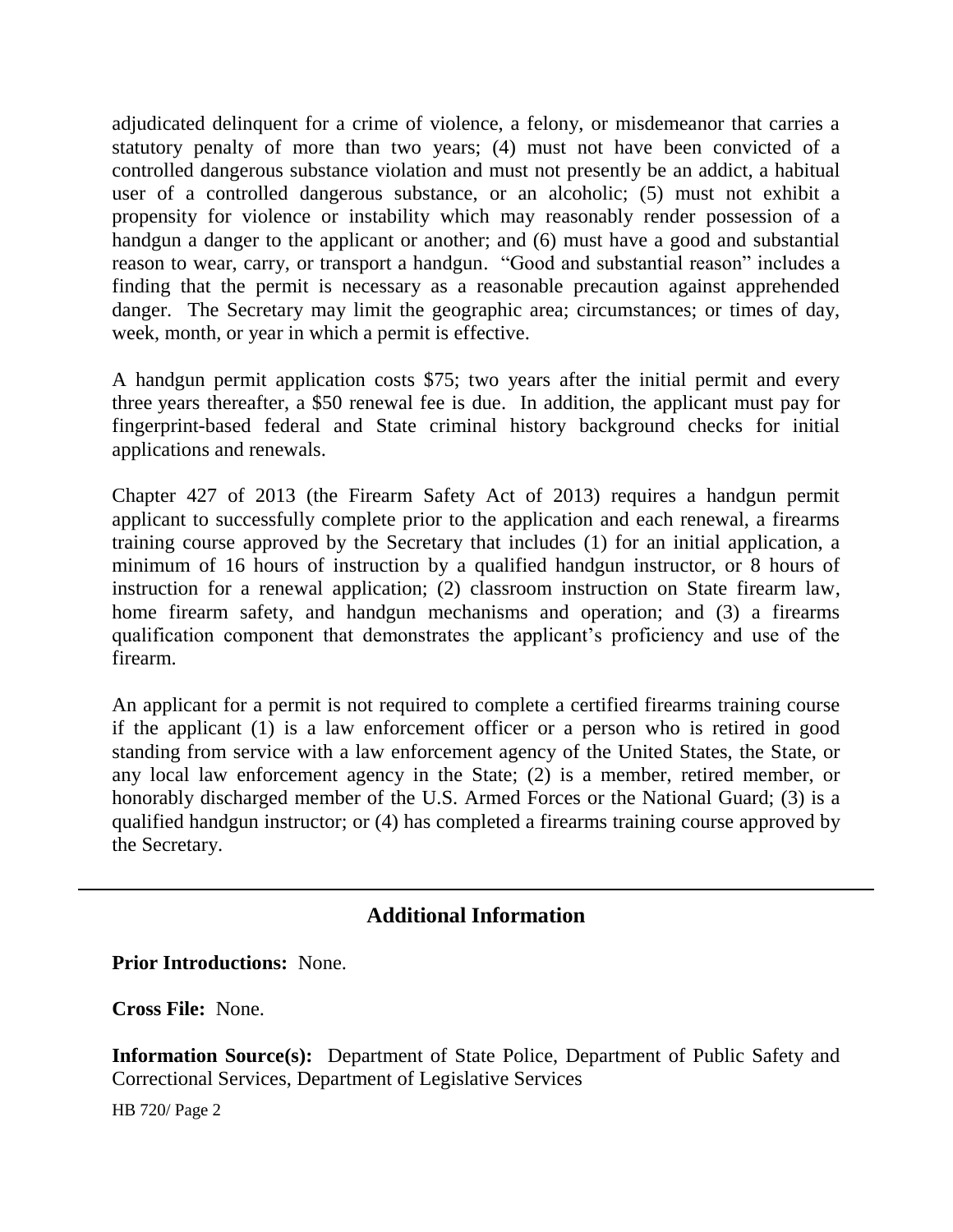adjudicated delinquent for a crime of violence, a felony, or misdemeanor that carries a statutory penalty of more than two years; (4) must not have been convicted of a controlled dangerous substance violation and must not presently be an addict, a habitual user of a controlled dangerous substance, or an alcoholic; (5) must not exhibit a propensity for violence or instability which may reasonably render possession of a handgun a danger to the applicant or another; and (6) must have a good and substantial reason to wear, carry, or transport a handgun. "Good and substantial reason" includes a finding that the permit is necessary as a reasonable precaution against apprehended danger. The Secretary may limit the geographic area; circumstances; or times of day, week, month, or year in which a permit is effective.

A handgun permit application costs $75; two years after the initial permit and every three years thereafter, a $50 renewal fee is due. In addition, the applicant must pay for fingerprint-based federal and State criminal history background checks for initial applications and renewals.

Chapter 427 of 2013 (the Firearm Safety Act of 2013) requires a handgun permit applicant to successfully complete prior to the application and each renewal, a firearms training course approved by the Secretary that includes (1) for an initial application, a minimum of 16 hours of instruction by a qualified handgun instructor, or 8 hours of instruction for a renewal application; (2) classroom instruction on State firearm law, home firearm safety, and handgun mechanisms and operation; and (3) a firearms qualification component that demonstrates the applicant's proficiency and use of the firearm.

An applicant for a permit is not required to complete a certified firearms training course if the applicant (1) is a law enforcement officer or a person who is retired in good standing from service with a law enforcement agency of the United States, the State, or any local law enforcement agency in the State; (2) is a member, retired member, or honorably discharged member of the U.S. Armed Forces or the National Guard; (3) is a qualified handgun instructor; or (4) has completed a firearms training course approved by the Secretary.

## Additional Information

**Prior Introductions:** None.

**Cross File:** None.

**Information Source(s):** Department of State Police, Department of Public Safety and Correctional Services, Department of Legislative Services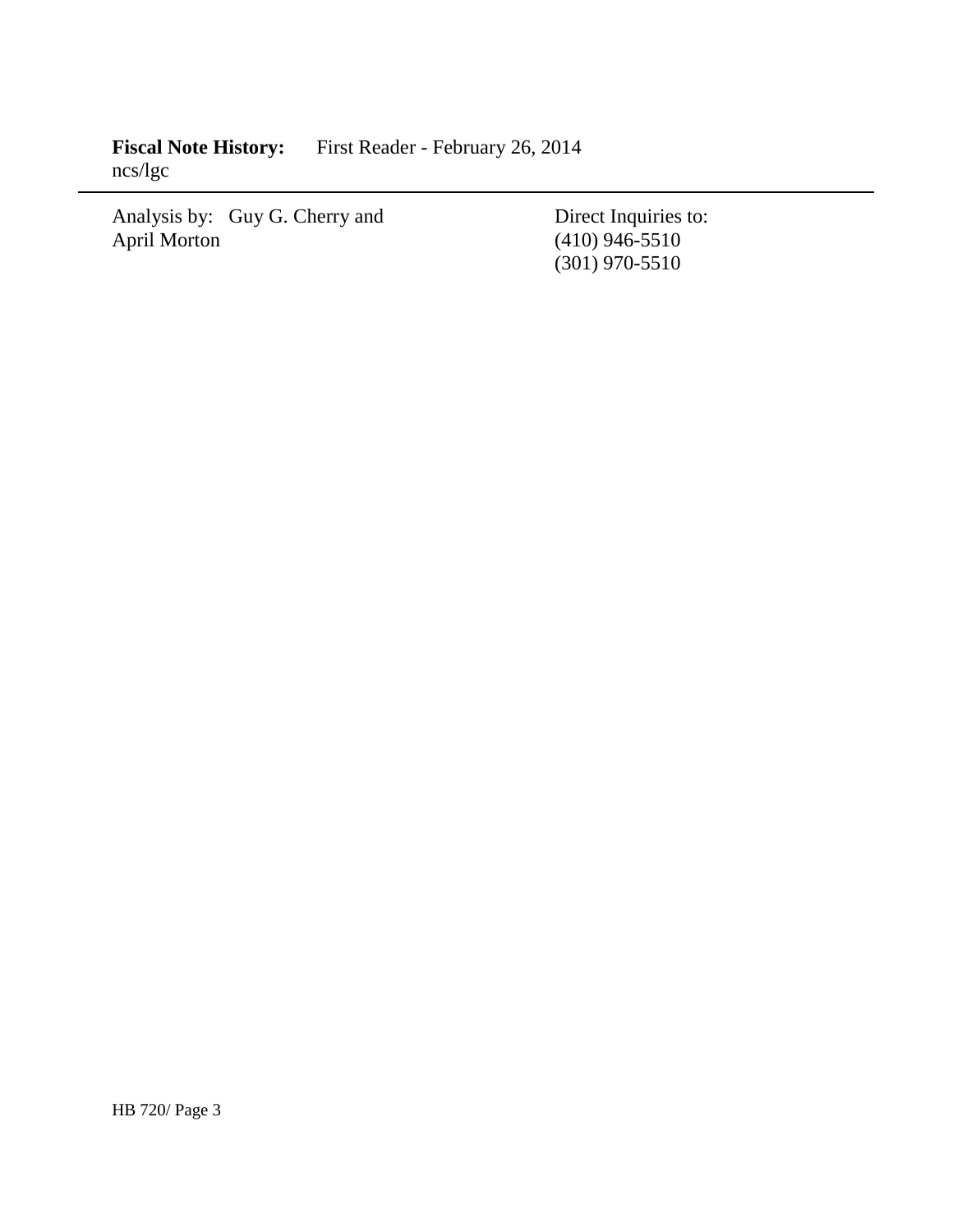**Fiscal Note History:** First Reader - February 26, 2014
ncs/lgc

---

Analysis by: Guy G. Cherry and April Morton

Direct Inquiries to:
(410) 946-5510
(301) 970-5510